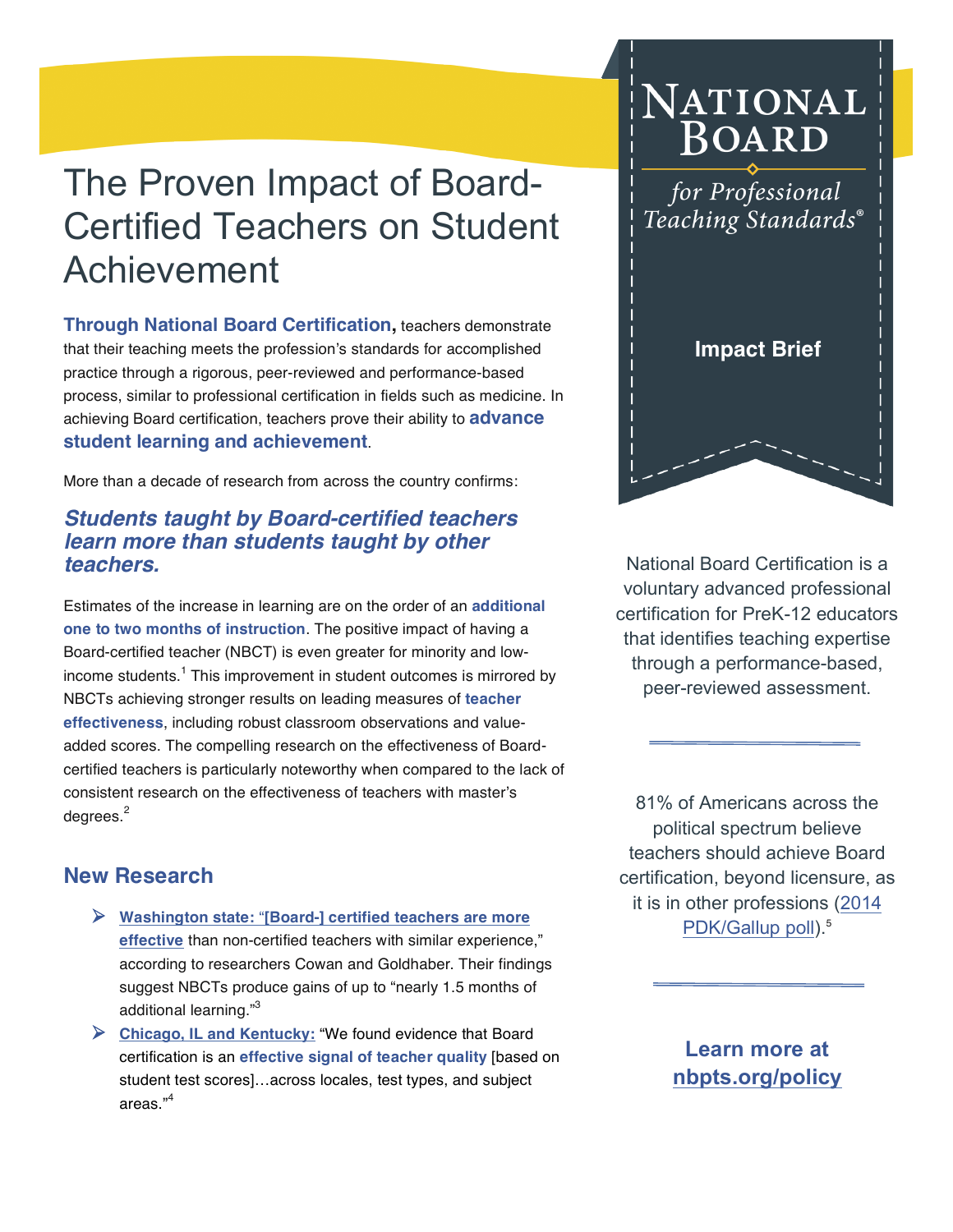# The Proven Impact of Board-Certified Teachers on Student Achievement

**Through National Board Certification,** teachers demonstrate that their teaching meets the profession's standards for accomplished practice through a rigorous, peer-reviewed and performance-based process, similar to professional certification in fields such as medicine. In achieving Board certification, teachers prove their ability to **advance student learning and achievement**.

More than a decade of research from across the country confirms:

### *Students taught by Board-certified teachers learn more than students taught by other teachers.*

Estimates of the increase in learning are on the order of an **additional one to two months of instruction**. The positive impact of having a Board-certified teacher (NBCT) is even greater for minority and low-income students.[1] This improvement in student outcomes is mirrored by NBCTs achieving stronger results on leading measures of **teacher effectiveness**, including robust classroom observations and value-added scores. The compelling research on the effectiveness of Board-certified teachers is particularly noteworthy when compared to the lack of consistent research on the effectiveness of teachers with master's degrees.[2]

## New Research

- **Washington state: "[Board-] certified teachers are more effective** than non-certified teachers with similar experience," according to researchers Cowan and Goldhaber. Their findings suggest NBCTs produce gains of up to "nearly 1.5 months of additional learning."[3]
- **Chicago, IL and Kentucky:** "We found evidence that Board certification is an **effective signal of teacher quality** [based on student test scores]…across locales, test types, and subject areas."[4]

National Board for Professional Teaching Standards®

**Impact Brief**

National Board Certification is a voluntary advanced professional certification for PreK-12 educators that identifies teaching expertise through a performance-based, peer-reviewed assessment.

---

81% of Americans across the political spectrum believe teachers should achieve Board certification, beyond licensure, as it is in other professions (2014 PDK/Gallup poll).[5]

---

**Learn more at nbpts.org/policy**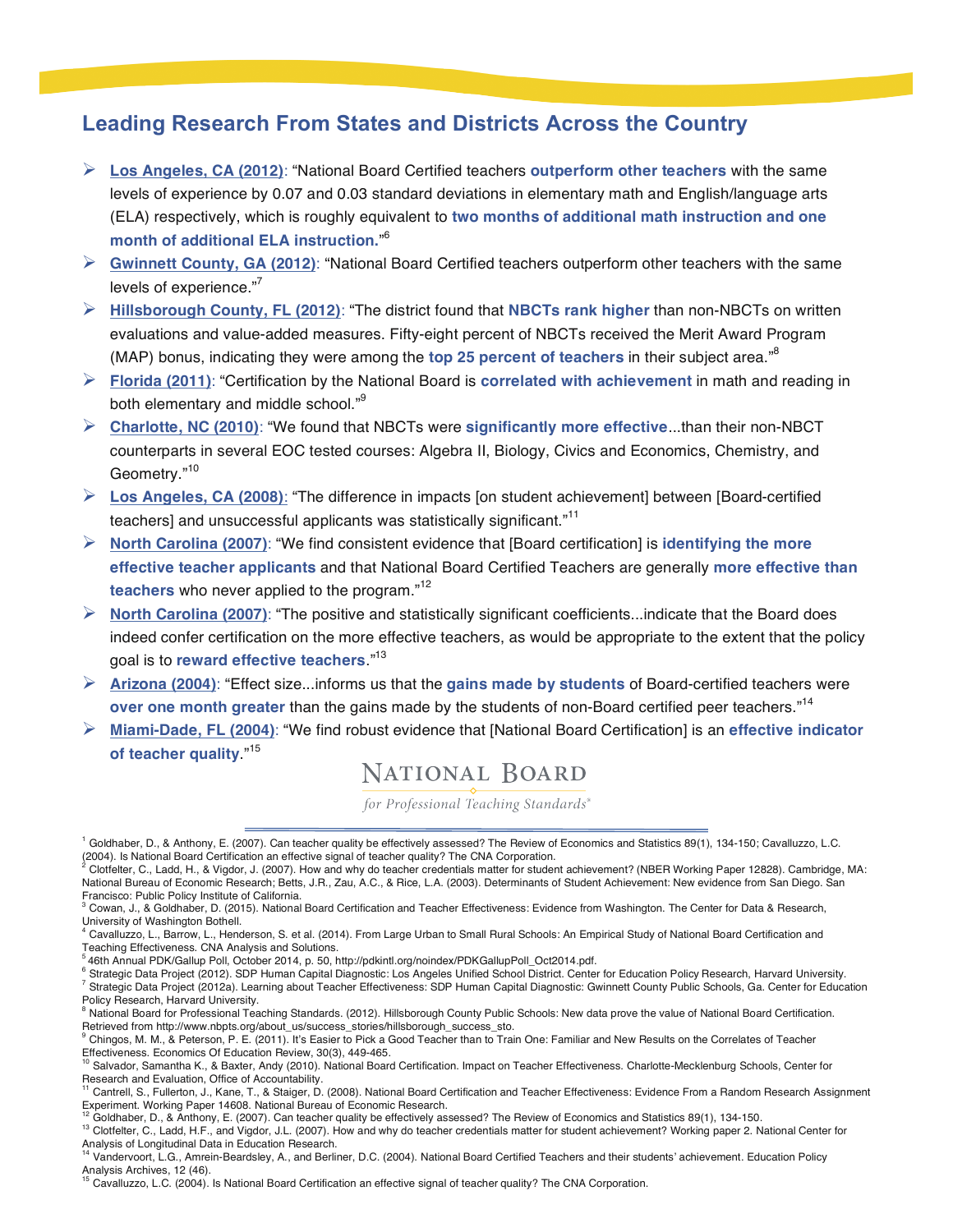## Leading Research From States and Districts Across the Country

- **Los Angeles, CA (2012)**: "National Board Certified teachers **outperform other teachers** with the same levels of experience by 0.07 and 0.03 standard deviations in elementary math and English/language arts (ELA) respectively, which is roughly equivalent to **two months of additional math instruction and one month of additional ELA instruction.**"[6]
- **Gwinnett County, GA (2012)**: "National Board Certified teachers outperform other teachers with the same levels of experience."[7]
- **Hillsborough County, FL (2012)**: "The district found that **NBCTs rank higher** than non-NBCTs on written evaluations and value-added measures. Fifty-eight percent of NBCTs received the Merit Award Program (MAP) bonus, indicating they were among the **top 25 percent of teachers** in their subject area."[8]
- **Florida (2011)**: "Certification by the National Board is **correlated with achievement** in math and reading in both elementary and middle school."[9]
- **Charlotte, NC (2010)**: "We found that NBCTs were **significantly more effective**...than their non-NBCT counterparts in several EOC tested courses: Algebra II, Biology, Civics and Economics, Chemistry, and Geometry."[10]
- **Los Angeles, CA (2008)**: "The difference in impacts [on student achievement] between [Board-certified teachers] and unsuccessful applicants was statistically significant."[11]
- **North Carolina (2007)**: "We find consistent evidence that [Board certification] is **identifying the more effective teacher applicants** and that National Board Certified Teachers are generally **more effective than teachers** who never applied to the program."[12]
- **North Carolina (2007)**: "The positive and statistically significant coefficients...indicate that the Board does indeed confer certification on the more effective teachers, as would be appropriate to the extent that the policy goal is to **reward effective teachers**."[13]
- **Arizona (2004)**: "Effect size...informs us that the **gains made by students** of Board-certified teachers were **over one month greater** than the gains made by the students of non-Board certified peer teachers."[14]
- **Miami-Dade, FL (2004)**: "We find robust evidence that [National Board Certification] is an **effective indicator of teacher quality**."[15]

NATIONAL BOARD
*for Professional Teaching Standards*

---

[1] Goldhaber, D., & Anthony, E. (2007). Can teacher quality be effectively assessed? The Review of Economics and Statistics 89(1), 134-150; Cavalluzzo, L.C. (2004). Is National Board Certification an effective signal of teacher quality? The CNA Corporation.

[2] Clotfelter, C., Ladd, H., & Vigdor, J. (2007). How and why do teacher credentials matter for student achievement? (NBER Working Paper 12828). Cambridge, MA: National Bureau of Economic Research; Betts, J.R., Zau, A.C., & Rice, L.A. (2003). Determinants of Student Achievement: New evidence from San Diego. San Francisco: Public Policy Institute of California.

[3] Cowan, J., & Goldhaber, D. (2015). National Board Certification and Teacher Effectiveness: Evidence from Washington. The Center for Data & Research, University of Washington Bothell.

[4] Cavalluzzo, L., Barrow, L., Henderson, S. et al. (2014). From Large Urban to Small Rural Schools: An Empirical Study of National Board Certification and Teaching Effectiveness. CNA Analysis and Solutions.

[5] 46th Annual PDK/Gallup Poll, October 2014, p. 50, http://pdkintl.org/noindex/PDKGallupPoll_Oct2014.pdf.

[6] Strategic Data Project (2012). SDP Human Capital Diagnostic: Los Angeles Unified School District. Center for Education Policy Research, Harvard University.

[7] Strategic Data Project (2012a). Learning about Teacher Effectiveness: SDP Human Capital Diagnostic: Gwinnett County Public Schools, Ga. Center for Education Policy Research, Harvard University.

[8] National Board for Professional Teaching Standards. (2012). Hillsborough County Public Schools: New data prove the value of National Board Certification. Retrieved from http://www.nbpts.org/about_us/success_stories/hillsborough_success_sto.

[9] Chingos, M. M., & Peterson, P. E. (2011). It's Easier to Pick a Good Teacher than to Train One: Familiar and New Results on the Correlates of Teacher Effectiveness. Economics Of Education Review, 30(3), 449-465.

[10] Salvador, Samantha K., & Baxter, Andy (2010). National Board Certification. Impact on Teacher Effectiveness. Charlotte-Mecklenburg Schools, Center for Research and Evaluation, Office of Accountability.

[11] Cantrell, S., Fullerton, J., Kane, T., & Staiger, D. (2008). National Board Certification and Teacher Effectiveness: Evidence From a Random Research Assignment Experiment. Working Paper 14608. National Bureau of Economic Research.

[12] Goldhaber, D., & Anthony, E. (2007). Can teacher quality be effectively assessed? The Review of Economics and Statistics 89(1), 134-150.

[13] Clotfelter, C., Ladd, H.F., and Vigdor, J.L. (2007). How and why do teacher credentials matter for student achievement? Working paper 2. National Center for Analysis of Longitudinal Data in Education Research.

[14] Vandervoort, L.G., Amrein-Beardsley, A., and Berliner, D.C. (2004). National Board Certified Teachers and their students' achievement. Education Policy Analysis Archives, 12 (46).

[15] Cavalluzzo, L.C. (2004). Is National Board Certification an effective signal of teacher quality? The CNA Corporation.